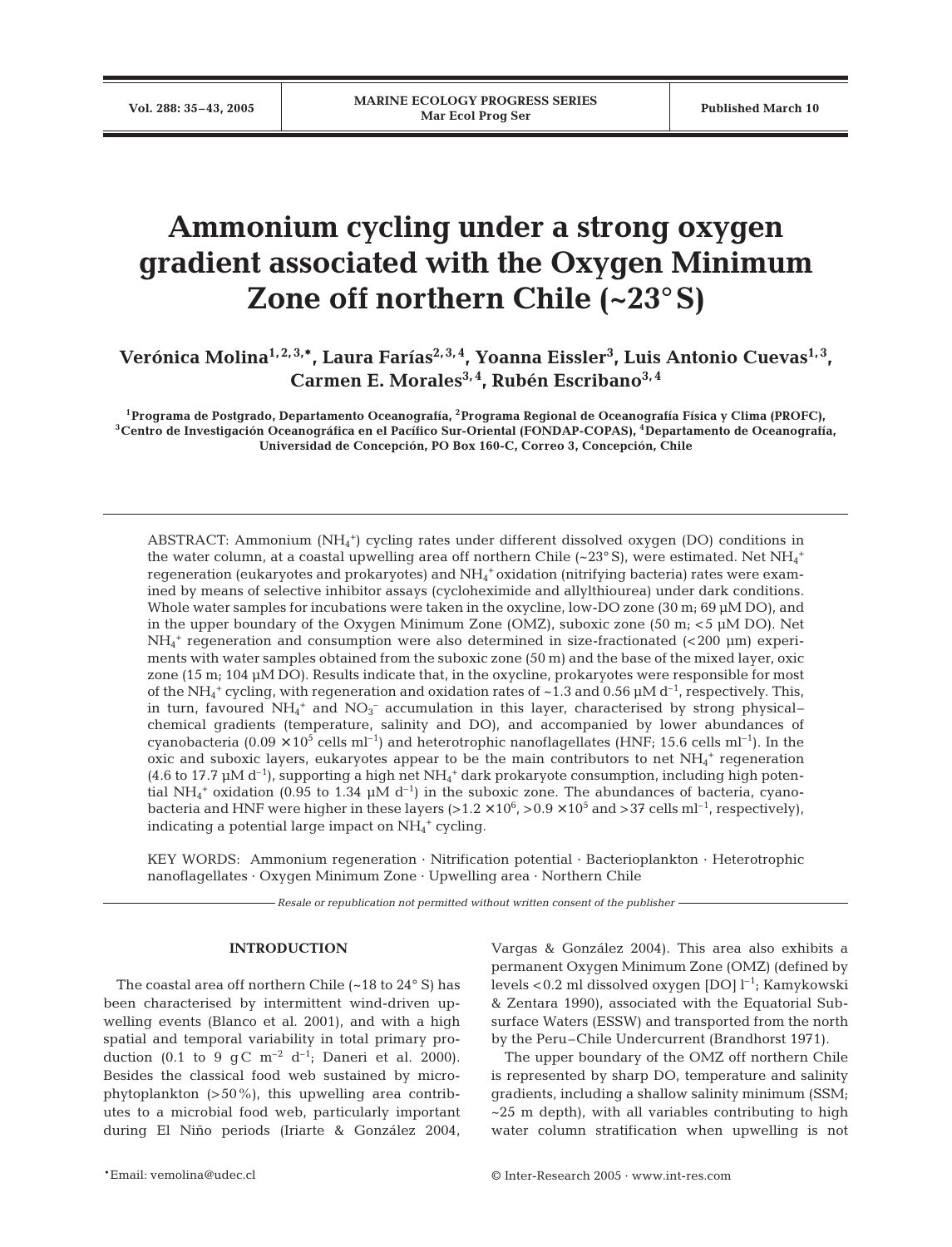# Ammonium cycling under a strong oxygen gradient associated with the Oxygen Minimum Zone off northern Chile (~23° S)

**Verónica Molina[1,2,3,*], Laura Farías[2,3,4], Yoanna Eissler[3], Luis Antonio Cuevas[1,3], Carmen E. Morales[3,4], Rubén Escribano[3,4]**

[1]Programa de Postgrado, Departamento Oceanografía, [2]Programa Regional de Oceanografía Física y Clima (PROFC), [3]Centro de Investigación Oceanográfica en el Pacífico Sur-Oriental (FONDAP-COPAS), [4]Departamento de Oceanografía, Universidad de Concepción, PO Box 160-C, Correo 3, Concepción, Chile

ABSTRACT: Ammonium ($NH_4^+$) cycling rates under different dissolved oxygen (DO) conditions in the water column, at a coastal upwelling area off northern Chile (~23° S), were estimated. Net $NH_4^+$ regeneration (eukaryotes and prokaryotes) and $NH_4^+$ oxidation (nitrifying bacteria) rates were examined by means of selective inhibitor assays (cycloheximide and allylthiourea) under dark conditions. Whole water samples for incubations were taken in the oxycline, low-DO zone (30 m; 69 µM DO), and in the upper boundary of the Oxygen Minimum Zone (OMZ), suboxic zone (50 m; <5 µM DO). Net $NH_4^+$ regeneration and consumption were also determined in size-fractionated (<200 µm) experiments with water samples obtained from the suboxic zone (50 m) and the base of the mixed layer, oxic zone (15 m; 104 µM DO). Results indicate that, in the oxycline, prokaryotes were responsible for most of the $NH_4^+$ cycling, with regeneration and oxidation rates of ~1.3 and 0.56 µM $d^{-1}$, respectively. This, in turn, favoured $NH_4^+$ and $NO_3^-$ accumulation in this layer, characterised by strong physical–chemical gradients (temperature, salinity and DO), and accompanied by lower abundances of cyanobacteria ($0.09 \times 10^5$ cells $ml^{-1}$) and heterotrophic nanoflagellates (HNF; 15.6 cells $ml^{-1}$). In the oxic and suboxic layers, eukaryotes appear to be the main contributors to net $NH_4^+$ regeneration (4.6 to 17.7 µM $d^{-1}$), supporting a high net $NH_4^+$ dark prokaryote consumption, including high potential $NH_4^+$ oxidation (0.95 to 1.34 µM $d^{-1}$) in the suboxic zone. The abundances of bacteria, cyanobacteria and HNF were higher in these layers ($>1.2 \times 10^6$, $>0.9 \times 10^5$ and >37 cells $ml^{-1}$, respectively), indicating a potential large impact on $NH_4^+$ cycling.

KEY WORDS: Ammonium regeneration · Nitrification potential · Bacterioplankton · Heterotrophic nanoflagellates · Oxygen Minimum Zone · Upwelling area · Northern Chile

*Resale or republication not permitted without written consent of the publisher*

## INTRODUCTION

The coastal area off northern Chile (~18 to 24° S) has been characterised by intermittent wind-driven upwelling events (Blanco et al. 2001), and with a high spatial and temporal variability in total primary production (0.1 to 9 gC $m^{-2}$ $d^{-1}$; Daneri et al. 2000). Besides the classical food web sustained by microphytoplankton (>50%), this upwelling area contributes to a microbial food web, particularly important during El Niño periods (Iriarte & González 2004, Vargas & González 2004). This area also exhibits a permanent Oxygen Minimum Zone (OMZ) (defined by levels <0.2 ml dissolved oxygen [DO] $l^{-1}$; Kamykowski & Zentara 1990), associated with the Equatorial Subsurface Waters (ESSW) and transported from the north by the Peru–Chile Undercurrent (Brandhorst 1971).

The upper boundary of the OMZ off northern Chile is represented by sharp DO, temperature and salinity gradients, including a shallow salinity minimum (SSM; ~25 m depth), with all variables contributing to high water column stratification when upwelling is not

*Email: vemolina@udec.cl

© Inter-Research 2005 · www.int-res.com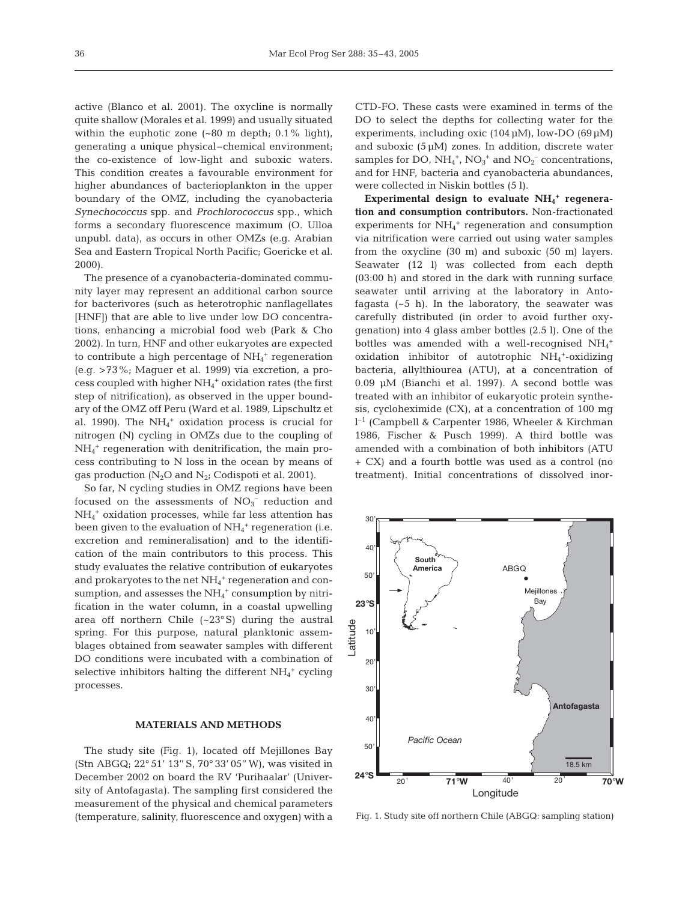active (Blanco et al. 2001). The oxycline is normally quite shallow (Morales et al. 1999) and usually situated within the euphotic zone (~80 m depth; 0.1% light), generating a unique physical–chemical environment; the co-existence of low-light and suboxic waters. This condition creates a favourable environment for higher abundances of bacterioplankton in the upper boundary of the OMZ, including the cyanobacteria *Synechococcus* spp. and *Prochlorococcus* spp., which forms a secondary fluorescence maximum (O. Ulloa unpubl. data), as occurs in other OMZs (e.g. Arabian Sea and Eastern Tropical North Pacific; Goericke et al. 2000).

The presence of a cyanobacteria-dominated community layer may represent an additional carbon source for bacterivores (such as heterotrophic nanflagellates [HNF]) that are able to live under low DO concentrations, enhancing a microbial food web (Park & Cho 2002). In turn, HNF and other eukaryotes are expected to contribute a high percentage of $NH_4^+$ regeneration (e.g. >73%; Maguer et al. 1999) via excretion, a process coupled with higher $NH_4^+$ oxidation rates (the first step of nitrification), as observed in the upper boundary of the OMZ off Peru (Ward et al. 1989, Lipschultz et al. 1990). The $NH_4^+$ oxidation process is crucial for nitrogen (N) cycling in OMZs due to the coupling of $NH_4^+$ regeneration with denitrification, the main process contributing to N loss in the ocean by means of gas production ($N_2O$ and $N_2$; Codispoti et al. 2001).

So far, N cycling studies in OMZ regions have been focused on the assessments of $NO_3^-$ reduction and $NH_4^+$ oxidation processes, while far less attention has been given to the evaluation of $NH_4^+$ regeneration (i.e. excretion and remineralisation) and to the identification of the main contributors to this process. This study evaluates the relative contribution of eukaryotes and prokaryotes to the net $NH_4^+$ regeneration and consumption, and assesses the $NH_4^+$ consumption by nitrification in the water column, in a coastal upwelling area off northern Chile (~23° S) during the austral spring. For this purpose, natural planktonic assemblages obtained from seawater samples with different DO conditions were incubated with a combination of selective inhibitors halting the different $NH_4^+$ cycling processes.

## MATERIALS AND METHODS

The study site (Fig. 1), located off Mejillones Bay (Stn ABGQ; 22° 51' 13" S, 70° 33' 05" W), was visited in December 2002 on board the RV 'Purihaalar' (University of Antofagasta). The sampling first considered the measurement of the physical and chemical parameters (temperature, salinity, fluorescence and oxygen) with a CTD-FO. These casts were examined in terms of the DO to select the depths for collecting water for the experiments, including oxic (104 µM), low-DO (69 µM) and suboxic (5 µM) zones. In addition, discrete water samples for DO, $NH_4^+$, $NO_3^+$ and $NO_2^-$ concentrations, and for HNF, bacteria and cyanobacteria abundances, were collected in Niskin bottles (5 l).

**Experimental design to evaluate $NH_4^+$ regeneration and consumption contributors.** Non-fractionated experiments for $NH_4^+$ regeneration and consumption via nitrification were carried out using water samples from the oxycline (30 m) and suboxic (50 m) layers. Seawater (12 l) was collected from each depth (03:00 h) and stored in the dark with running surface seawater until arriving at the laboratory in Antofagasta (~5 h). In the laboratory, the seawater was carefully distributed (in order to avoid further oxygenation) into 4 glass amber bottles (2.5 l). One of the bottles was amended with a well-recognised $NH_4^+$ oxidation inhibitor of autotrophic $NH_4^+$-oxidizing bacteria, allylthiourea (ATU), at a concentration of 0.09 µM (Bianchi et al. 1997). A second bottle was treated with an inhibitor of eukaryotic protein synthesis, cycloheximide (CX), at a concentration of 100 mg $l^{-1}$ (Campbell & Carpenter 1986, Wheeler & Kirchman 1986, Fischer & Pusch 1999). A third bottle was amended with a combination of both inhibitors (ATU + CX) and a fourth bottle was used as a control (no treatment). Initial concentrations of dissolved inor-

Fig. 1. Study site off northern Chile (ABGQ: sampling station)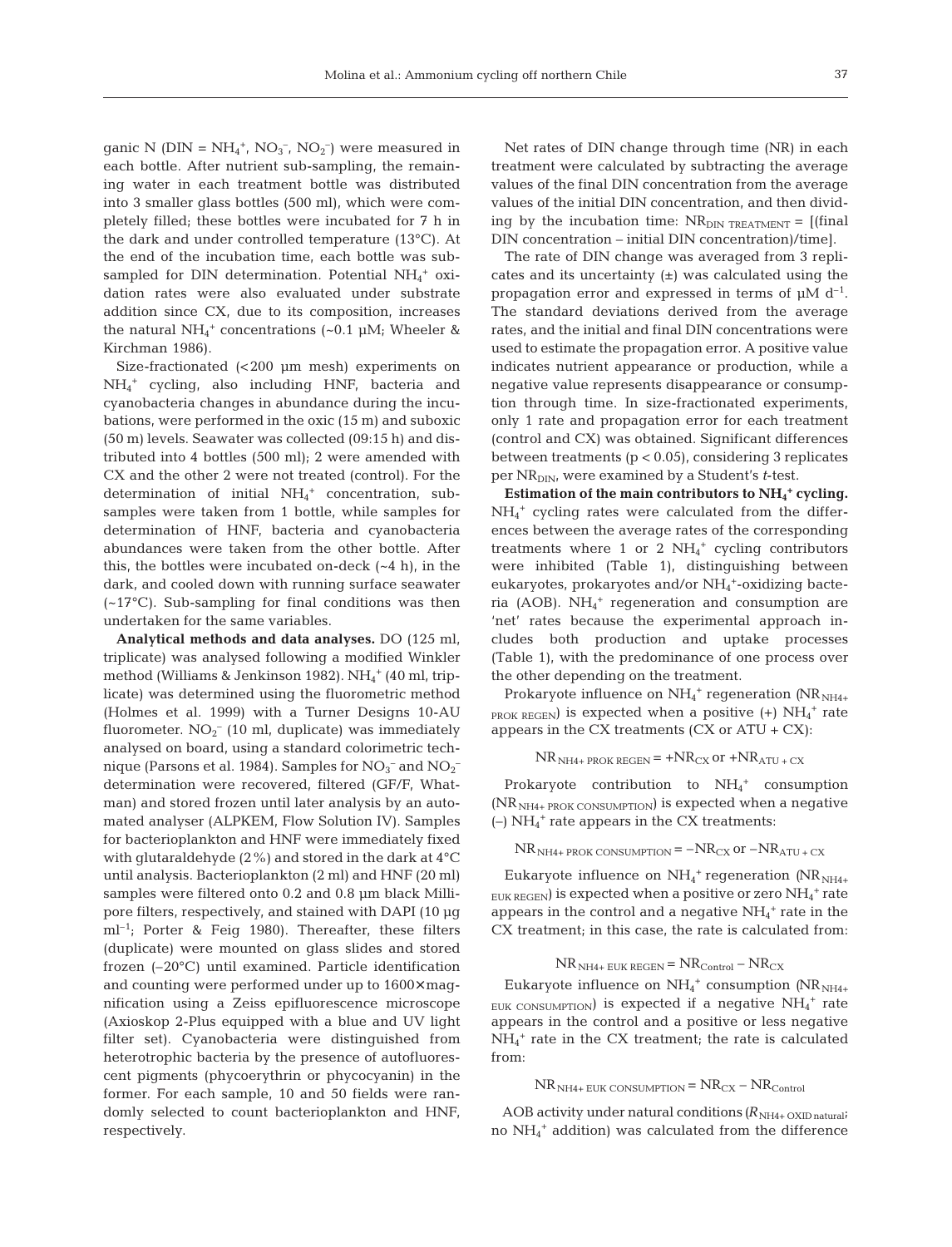ganic N (DIN = $NH_4^+$, $NO_3^-$, $NO_2^-$) were measured in each bottle. After nutrient sub-sampling, the remaining water in each treatment bottle was distributed into 3 smaller glass bottles (500 ml), which were completely filled; these bottles were incubated for 7 h in the dark and under controlled temperature (13°C). At the end of the incubation time, each bottle was subsampled for DIN determination. Potential $NH_4^+$ oxidation rates were also evaluated under substrate addition since CX, due to its composition, increases the natural $NH_4^+$ concentrations (~0.1 µM; Wheeler & Kirchman 1986).

Size-fractionated (<200 µm mesh) experiments on $NH_4^+$ cycling, also including HNF, bacteria and cyanobacteria changes in abundance during the incubations, were performed in the oxic (15 m) and suboxic (50 m) levels. Seawater was collected (09:15 h) and distributed into 4 bottles (500 ml); 2 were amended with CX and the other 2 were not treated (control). For the determination of initial $NH_4^+$ concentration, subsamples were taken from 1 bottle, while samples for determination of HNF, bacteria and cyanobacteria abundances were taken from the other bottle. After this, the bottles were incubated on-deck (~4 h), in the dark, and cooled down with running surface seawater (~17°C). Sub-sampling for final conditions was then undertaken for the same variables.

**Analytical methods and data analyses.** DO (125 ml, triplicate) was analysed following a modified Winkler method (Williams & Jenkinson 1982). $NH_4^+$ (40 ml, triplicate) was determined using the fluorometric method (Holmes et al. 1999) with a Turner Designs 10-AU fluorometer. $NO_2^-$ (10 ml, duplicate) was immediately analysed on board, using a standard colorimetric technique (Parsons et al. 1984). Samples for $NO_3^-$ and $NO_2^-$ determination were recovered, filtered (GF/F, Whatman) and stored frozen until later analysis by an automated analyser (ALPKEM, Flow Solution IV). Samples for bacterioplankton and HNF were immediately fixed with glutaraldehyde (2%) and stored in the dark at 4°C until analysis. Bacterioplankton (2 ml) and HNF (20 ml) samples were filtered onto 0.2 and 0.8 µm black Millipore filters, respectively, and stained with DAPI (10 µg $ml^{-1}$; Porter & Feig 1980). Thereafter, these filters (duplicate) were mounted on glass slides and stored frozen (–20°C) until examined. Particle identification and counting were performed under up to 1600× magnification using a Zeiss epifluorescence microscope (Axioskop 2-Plus equipped with a blue and UV light filter set). Cyanobacteria were distinguished from heterotrophic bacteria by the presence of autofluorescent pigments (phycoerythrin or phycocyanin) in the former. For each sample, 10 and 50 fields were randomly selected to count bacterioplankton and HNF, respectively.

Net rates of DIN change through time (NR) in each treatment were calculated by subtracting the average values of the final DIN concentration from the average values of the initial DIN concentration, and then dividing by the incubation time: $NR_{DIN\ TREATMENT}$ = [(final DIN concentration – initial DIN concentration)/time].

The rate of DIN change was averaged from 3 replicates and its uncertainty (±) was calculated using the propagation error and expressed in terms of µM $d^{-1}$. The standard deviations derived from the average rates, and the initial and final DIN concentrations were used to estimate the propagation error. A positive value indicates nutrient appearance or production, while a negative value represents disappearance or consumption through time. In size-fractionated experiments, only 1 rate and propagation error for each treatment (control and CX) was obtained. Significant differences between treatments ($p < 0.05$), considering 3 replicates per $NR_{DIN}$, were examined by a Student's *t*-test.

**Estimation of the main contributors to $NH_4^+$ cycling.** $NH_4^+$ cycling rates were calculated from the differences between the average rates of the corresponding treatments where 1 or 2 $NH_4^+$ cycling contributors were inhibited (Table 1), distinguishing between eukaryotes, prokaryotes and/or $NH_4^+$-oxidizing bacteria (AOB). $NH_4^+$ regeneration and consumption are 'net' rates because the experimental approach includes both production and uptake processes (Table 1), with the predominance of one process over the other depending on the treatment.

Prokaryote influence on $NH_4^+$ regeneration ($NR_{NH4+\ PROK\ REGEN}$) is expected when a positive (+) $NH_4^+$ rate appears in the CX treatments (CX or ATU + CX):

$$NR_{NH4+\ PROK\ REGEN} = +NR_{CX} \text{ or } +NR_{ATU+CX}$$

Prokaryote contribution to $NH_4^+$ consumption ($NR_{NH4+\ PROK\ CONSUMPTION}$) is expected when a negative (–) $NH_4^+$ rate appears in the CX treatments:

$$NR_{NH4+\ PROK\ CONSUMPTION} = -NR_{CX} \text{ or } -NR_{ATU+CX}$$

Eukaryote influence on $NH_4^+$ regeneration ($NR_{NH4+\ EUK\ REGEN}$) is expected when a positive or zero $NH_4^+$ rate appears in the control and a negative $NH_4^+$ rate in the CX treatment; in this case, the rate is calculated from:

$$NR_{NH4+\ EUK\ REGEN} = NR_{Control} - NR_{CX}$$

Eukaryote influence on $NH_4^+$ consumption ($NR_{NH4+\ EUK\ CONSUMPTION}$) is expected if a negative $NH_4^+$ rate appears in the control and a positive or less negative $NH_4^+$ rate in the CX treatment; the rate is calculated from:

$$NR_{NH4+\ EUK\ CONSUMPTION} = NR_{CX} - NR_{Control}$$

AOB activity under natural conditions ($R_{NH4+\ OXID\ natural}$; no $NH_4^+$ addition) was calculated from the difference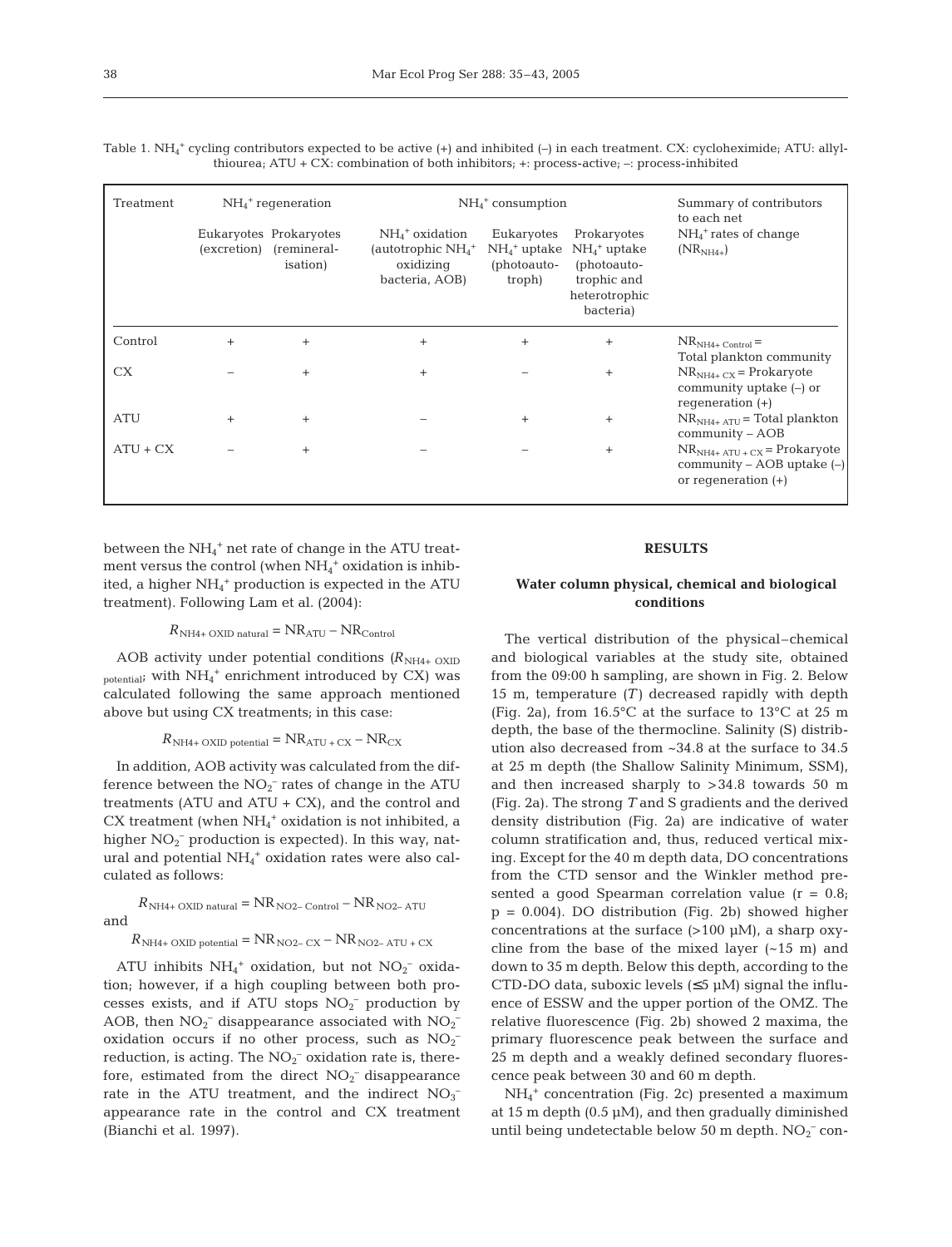Table 1. $NH_4^+$ cycling contributors expected to be active (+) and inhibited (–) in each treatment. CX: cycloheximide; ATU: allylthiourea; ATU + CX: combination of both inhibitors; +: process-active; –: process-inhibited

| Treatment | $NH_4^+$ regeneration | | $NH_4^+$ consumption | | | Summary of contributors to each net $NH_4^+$ rates of change ($NR_{NH4+}$) |
|---|---|---|---|---|---|---|
| | Eukaryotes (excretion) | Prokaryotes (remineral­isation) | $NH_4^+$ oxidation (autotrophic $NH_4^+$ oxidizing bacteria, AOB) | Eukaryotes $NH_4^+$ uptake (photoauto­troph) | Prokaryotes $NH_4^+$ uptake (photoauto­trophic and heterotrophic bacteria) | |
| Control | + | + | + | + | + | $NR_{NH4+\ Control}$ = Total plankton community |
| CX | – | + | + | – | + | $NR_{NH4+\ CX}$ = Prokaryote community uptake (–) or regeneration (+) |
| ATU | + | + | – | + | + | $NR_{NH4+\ ATU}$ = Total plankton community – AOB |
| ATU + CX | – | + | – | – | + | $NR_{NH4+\ ATU\ +\ CX}$ = Prokaryote community – AOB uptake (–) or regeneration (+) |

between the $NH_4^+$ net rate of change in the ATU treatment versus the control (when $NH_4^+$ oxidation is inhibited, a higher $NH_4^+$ production is expected in the ATU treatment). Following Lam et al. (2004):

$$R_{NH4+\ OXID\ natural} = NR_{ATU} - NR_{Control}$$

AOB activity under potential conditions ($R_{NH4+\ OXID\ potential}$; with $NH_4^+$ enrichment introduced by CX) was calculated following the same approach mentioned above but using CX treatments; in this case:

$$R_{NH4+\ OXID\ potential} = NR_{ATU\ +\ CX} - NR_{CX}$$

In addition, AOB activity was calculated from the difference between the $NO_2^-$ rates of change in the ATU treatments (ATU and ATU + CX), and the control and CX treatment (when $NH_4^+$ oxidation is not inhibited, a higher $NO_2^-$ production is expected). In this way, natural and potential $NH_4^+$ oxidation rates were also calculated as follows:

$$R_{NH4+\ OXID\ natural} = NR_{NO2-\ Control} - NR_{NO2-\ ATU}$$

and

$$R_{NH4+\ OXID\ potential} = NR_{NO2-\ CX} - NR_{NO2-\ ATU\ +\ CX}$$

ATU inhibits $NH_4^+$ oxidation, but not $NO_2^-$ oxidation; however, if a high coupling between both processes exists, and if ATU stops $NO_2^-$ production by AOB, then $NO_2^-$ disappearance associated with $NO_2^-$ oxidation occurs if no other process, such as $NO_2^-$ reduction, is acting. The $NO_2^-$ oxidation rate is, therefore, estimated from the direct $NO_2^-$ disappearance rate in the ATU treatment, and the indirect $NO_3^-$ appearance rate in the control and CX treatment (Bianchi et al. 1997).

## RESULTS

### Water column physical, chemical and biological conditions

The vertical distribution of the physical–chemical and biological variables at the study site, obtained from the 09:00 h sampling, are shown in Fig. 2. Below 15 m, temperature (*T*) decreased rapidly with depth (Fig. 2a), from 16.5°C at the surface to 13°C at 25 m depth, the base of the thermocline. Salinity (S) distribution also decreased from ~34.8 at the surface to 34.5 at 25 m depth (the Shallow Salinity Minimum, SSM), and then increased sharply to >34.8 towards 50 m (Fig. 2a). The strong *T* and S gradients and the derived density distribution (Fig. 2a) are indicative of water column stratification and, thus, reduced vertical mixing. Except for the 40 m depth data, DO concentrations from the CTD sensor and the Winkler method presented a good Spearman correlation value ($r = 0.8$; $p = 0.004$). DO distribution (Fig. 2b) showed higher concentrations at the surface (>100 µM), a sharp oxycline from the base of the mixed layer (~15 m) and down to 35 m depth. Below this depth, according to the CTD-DO data, suboxic levels (≤5 µM) signal the influence of ESSW and the upper portion of the OMZ. The relative fluorescence (Fig. 2b) showed 2 maxima, the primary fluorescence peak between the surface and 25 m depth and a weakly defined secondary fluorescence peak between 30 and 60 m depth.

$NH_4^+$ concentration (Fig. 2c) presented a maximum at 15 m depth (0.5 µM), and then gradually diminished until being undetectable below 50 m depth. $NO_2^-$ con-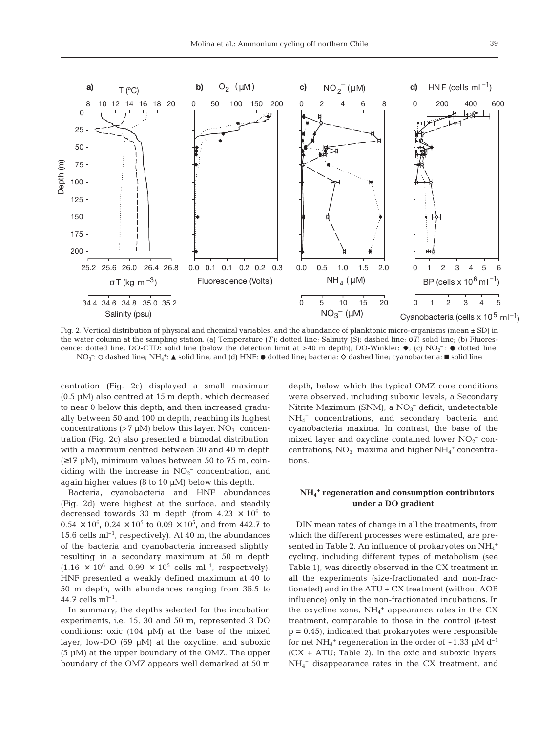Fig. 2. Vertical distribution of physical and chemical variables, and the abundance of planktonic micro-organisms (mean ± SD) in the water column at the sampling station. (a) Temperature (*T*): dotted line; Salinity (*S*): dashed line; σ*T*: solid line; (b) Fluorescence: dotted line, DO-CTD: solid line (below the detection limit at >40 m depth); DO-Winkler: ◆; (c) $NO_2^-$: ● dotted line; $NO_3^-$: ○ dashed line; $NH_4^+$: ▲ solid line; and (d) HNF: ● dotted line; bacteria: ◇ dashed line; cyanobacteria: ■ solid line

centration (Fig. 2c) displayed a small maximum (0.5 µM) also centred at 15 m depth, which decreased to near 0 below this depth, and then increased gradually between 50 and 100 m depth, reaching its highest concentrations (>7 µM) below this layer. $NO_3^-$ concentration (Fig. 2c) also presented a bimodal distribution, with a maximum centred between 30 and 40 m depth (≥17 µM), minimum values between 50 to 75 m, coinciding with the increase in $NO_2^-$ concentration, and again higher values (8 to 10 µM) below this depth.

Bacteria, cyanobacteria and HNF abundances (Fig. 2d) were highest at the surface, and steadily decreased towards 30 m depth (from $4.23 \times 10^6$ to $0.54 \times 10^6$, $0.24 \times 10^5$ to $0.09 \times 10^5$, and from 442.7 to 15.6 cells ml$^{-1}$, respectively). At 40 m, the abundances of the bacteria and cyanobacteria increased slightly, resulting in a secondary maximum at 50 m depth ($1.16 \times 10^6$ and $0.99 \times 10^5$ cells ml$^{-1}$, respectively). HNF presented a weakly defined maximum at 40 to 50 m depth, with abundances ranging from 36.5 to 44.7 cells ml$^{-1}$.

In summary, the depths selected for the incubation experiments, i.e. 15, 30 and 50 m, represented 3 DO conditions: oxic (104 µM) at the base of the mixed layer, low-DO (69 µM) at the oxycline, and suboxic (5 µM) at the upper boundary of the OMZ. The upper boundary of the OMZ appears well demarked at 50 m depth, below which the typical OMZ core conditions were observed, including suboxic levels, a Secondary Nitrite Maximum (SNM), a $NO_3^-$ deficit, undetectable $NH_4^+$ concentrations, and secondary bacteria and cyanobacteria maxima. In contrast, the base of the mixed layer and oxycline contained lower $NO_2^-$ concentrations, $NO_3^-$ maxima and higher $NH_4^+$ concentrations.

### $NH_4^+$ regeneration and consumption contributors under a DO gradient

DIN mean rates of change in all the treatments, from which the different processes were estimated, are presented in Table 2. An influence of prokaryotes on $NH_4^+$ cycling, including different types of metabolism (see Table 1), was directly observed in the CX treatment in all the experiments (size-fractionated and non-fractionated) and in the ATU + CX treatment (without AOB influence) only in the non-fractionated incubations. In the oxycline zone, $NH_4^+$ appearance rates in the CX treatment, comparable to those in the control (*t*-test, $p = 0.45$), indicated that prokaryotes were responsible for net $NH_4^+$ regeneration in the order of ~1.33 µM d$^{-1}$ (CX + ATU; Table 2). In the oxic and suboxic layers, $NH_4^+$ disappearance rates in the CX treatment, and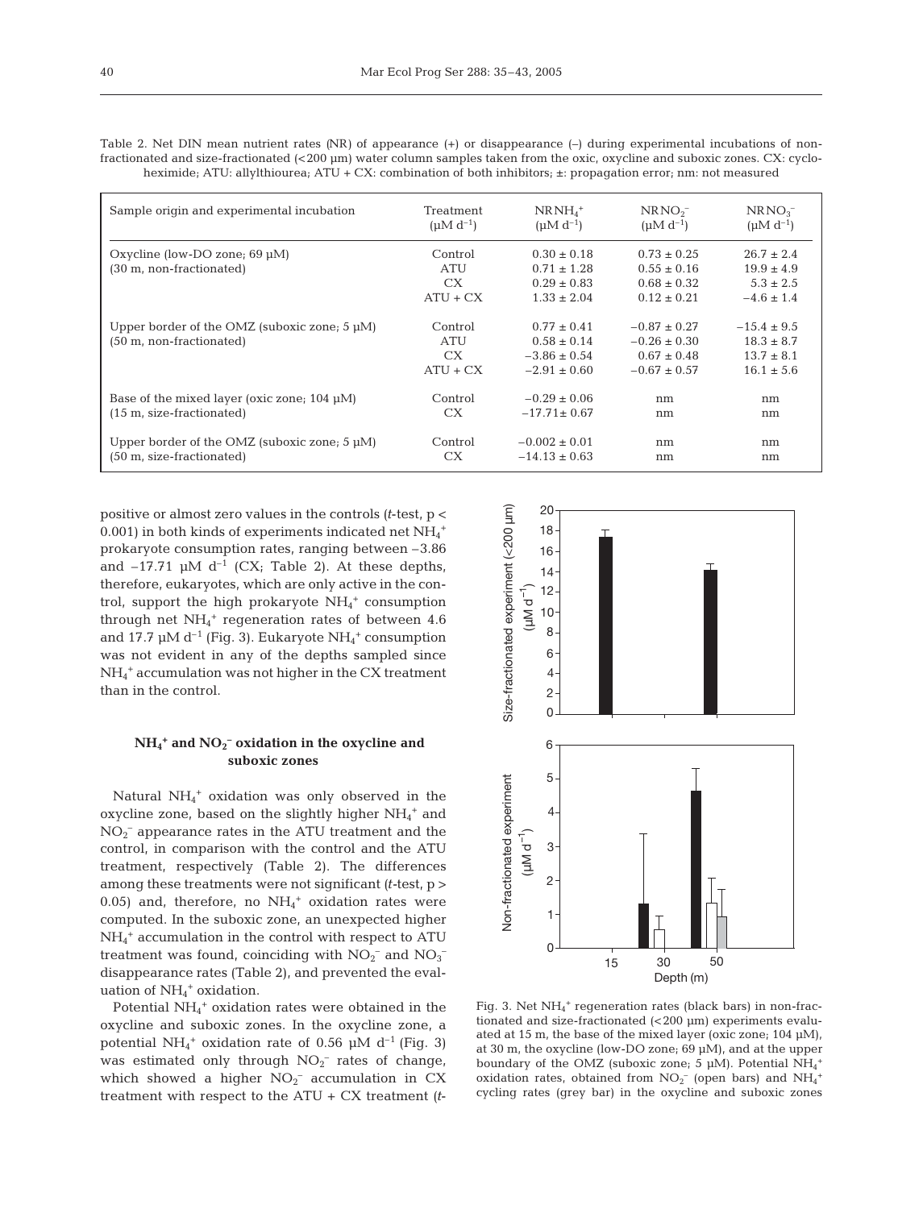Table 2. Net DIN mean nutrient rates (NR) of appearance (+) or disappearance (–) during experimental incubations of non-fractionated and size-fractionated (<200 µm) water column samples taken from the oxic, oxycline and suboxic zones. CX: cycloheximide; ATU: allylthiourea; ATU + CX: combination of both inhibitors; ±: propagation error; nm: not measured

| Sample origin and experimental incubation | Treatment (µM d$^{-1}$) | NR$NH_4^+$ (µM d$^{-1}$) | NR$NO_2^-$ (µM d$^{-1}$) | NR$NO_3^-$ (µM d$^{-1}$) |
|---|---|---|---|---|
| Oxycline (low-DO zone; 69 µM) (30 m, non-fractionated) | Control | 0.30 ± 0.18 | 0.73 ± 0.25 | 26.7 ± 2.4 |
| | ATU | 0.71 ± 1.28 | 0.55 ± 0.16 | 19.9 ± 4.9 |
| | CX | 0.29 ± 0.83 | 0.68 ± 0.32 | 5.3 ± 2.5 |
| | ATU + CX | 1.33 ± 2.04 | 0.12 ± 0.21 | −4.6 ± 1.4 |
| Upper border of the OMZ (suboxic zone; 5 µM) (50 m, non-fractionated) | Control | 0.77 ± 0.41 | −0.87 ± 0.27 | −15.4 ± 9.5 |
| | ATU | 0.58 ± 0.14 | −0.26 ± 0.30 | 18.3 ± 8.7 |
| | CX | −3.86 ± 0.54 | 0.67 ± 0.48 | 13.7 ± 8.1 |
| | ATU + CX | −2.91 ± 0.60 | −0.67 ± 0.57 | 16.1 ± 5.6 |
| Base of the mixed layer (oxic zone; 104 µM) (15 m, size-fractionated) | Control | −0.29 ± 0.06 | nm | nm |
| | CX | −17.71 ± 0.67 | nm | nm |
| Upper border of the OMZ (suboxic zone; 5 µM) (50 m, size-fractionated) | Control | −0.002 ± 0.01 | nm | nm |
| | CX | −14.13 ± 0.63 | nm | nm |

positive or almost zero values in the controls (*t*-test, $p < 0.001$) in both kinds of experiments indicated net $NH_4^+$ prokaryote consumption rates, ranging between −3.86 and −17.71 µM d$^{-1}$ (CX; Table 2). At these depths, therefore, eukaryotes, which are only active in the control, support the high prokaryote $NH_4^+$ consumption through net $NH_4^+$ regeneration rates of between 4.6 and 17.7 µM d$^{-1}$ (Fig. 3). Eukaryote $NH_4^+$ consumption was not evident in any of the depths sampled since $NH_4^+$ accumulation was not higher in the CX treatment than in the control.

### $NH_4^+$ and $NO_2^-$ oxidation in the oxycline and suboxic zones

Natural $NH_4^+$ oxidation was only observed in the oxycline zone, based on the slightly higher $NH_4^+$ and $NO_2^-$ appearance rates in the ATU treatment and the control, in comparison with the control and the ATU treatment, respectively (Table 2). The differences among these treatments were not significant (*t*-test, $p > 0.05$) and, therefore, no $NH_4^+$ oxidation rates were computed. In the suboxic zone, an unexpected higher $NH_4^+$ accumulation in the control with respect to ATU treatment was found, coinciding with $NO_2^-$ and $NO_3^-$ disappearance rates (Table 2), and prevented the evaluation of $NH_4^+$ oxidation.

Potential $NH_4^+$ oxidation rates were obtained in the oxycline and suboxic zones. In the oxycline zone, a potential $NH_4^+$ oxidation rate of 0.56 µM d$^{-1}$ (Fig. 3) was estimated only through $NO_2^-$ rates of change, which showed a higher $NO_2^-$ accumulation in CX treatment with respect to the ATU + CX treatment (*t*-

Fig. 3. Net $NH_4^+$ regeneration rates (black bars) in non-fractionated and size-fractionated (<200 µm) experiments evaluated at 15 m, the base of the mixed layer (oxic zone; 104 µM), at 30 m, the oxycline (low-DO zone; 69 µM), and at the upper boundary of the OMZ (suboxic zone; 5 µM). Potential $NH_4^+$ oxidation rates, obtained from $NO_2^-$ (open bars) and $NH_4^+$ cycling rates (grey bar) in the oxycline and suboxic zones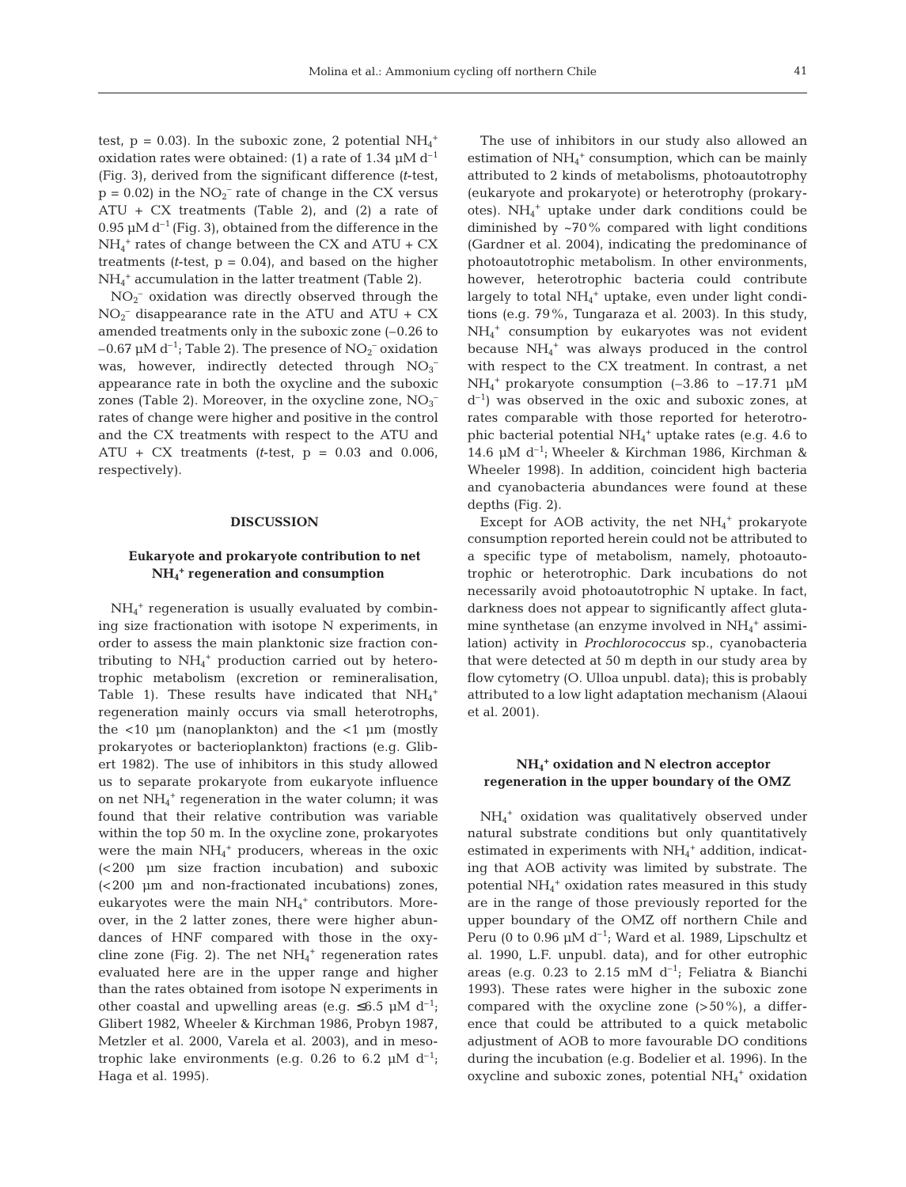test, $p = 0.03$). In the suboxic zone, 2 potential $NH_4^+$ oxidation rates were obtained: (1) a rate of 1.34 µM $d^{-1}$ (Fig. 3), derived from the significant difference (*t*-test, $p = 0.02$) in the $NO_2^-$ rate of change in the CX versus ATU + CX treatments (Table 2), and (2) a rate of 0.95 µM $d^{-1}$ (Fig. 3), obtained from the difference in the $NH_4^+$ rates of change between the CX and ATU + CX treatments (*t*-test, $p = 0.04$), and based on the higher $NH_4^+$ accumulation in the latter treatment (Table 2).

$NO_2^-$ oxidation was directly observed through the $NO_2^-$ disappearance rate in the ATU and ATU + CX amended treatments only in the suboxic zone (–0.26 to –0.67 µM $d^{-1}$; Table 2). The presence of $NO_2^-$ oxidation was, however, indirectly detected through $NO_3^-$ appearance rate in both the oxycline and the suboxic zones (Table 2). Moreover, in the oxycline zone, $NO_3^-$ rates of change were higher and positive in the control and the CX treatments with respect to the ATU and ATU + CX treatments (*t*-test, $p = 0.03$ and $0.006$, respectively).

## DISCUSSION

### Eukaryote and prokaryote contribution to net $NH_4^+$ regeneration and consumption

$NH_4^+$ regeneration is usually evaluated by combining size fractionation with isotope N experiments, in order to assess the main planktonic size fraction contributing to $NH_4^+$ production carried out by heterotrophic metabolism (excretion or remineralisation, Table 1). These results have indicated that $NH_4^+$ regeneration mainly occurs via small heterotrophs, the <10 µm (nanoplankton) and the <1 µm (mostly prokaryotes or bacterioplankton) fractions (e.g. Glibert 1982). The use of inhibitors in this study allowed us to separate prokaryote from eukaryote influence on net $NH_4^+$ regeneration in the water column; it was found that their relative contribution was variable within the top 50 m. In the oxycline zone, prokaryotes were the main $NH_4^+$ producers, whereas in the oxic (<200 µm size fraction incubation) and suboxic (<200 µm and non-fractionated incubations) zones, eukaryotes were the main $NH_4^+$ contributors. Moreover, in the 2 latter zones, there were higher abundances of HNF compared with those in the oxycline zone (Fig. 2). The net $NH_4^+$ regeneration rates evaluated here are in the upper range and higher than the rates obtained from isotope N experiments in other coastal and upwelling areas (e.g. ≤6.5 µM $d^{-1}$; Glibert 1982, Wheeler & Kirchman 1986, Probyn 1987, Metzler et al. 2000, Varela et al. 2003), and in mesotrophic lake environments (e.g. 0.26 to 6.2 µM $d^{-1}$; Haga et al. 1995).

The use of inhibitors in our study also allowed an estimation of $NH_4^+$ consumption, which can be mainly attributed to 2 kinds of metabolisms, photoautotrophy (eukaryote and prokaryote) or heterotrophy (prokaryotes). $NH_4^+$ uptake under dark conditions could be diminished by ~70% compared with light conditions (Gardner et al. 2004), indicating the predominance of photoautotrophic metabolism. In other environments, however, heterotrophic bacteria could contribute largely to total $NH_4^+$ uptake, even under light conditions (e.g. 79%, Tungaraza et al. 2003). In this study, $NH_4^+$ consumption by eukaryotes was not evident because $NH_4^+$ was always produced in the control with respect to the CX treatment. In contrast, a net $NH_4^+$ prokaryote consumption (–3.86 to –17.71 µM $d^{-1}$) was observed in the oxic and suboxic zones, at rates comparable with those reported for heterotrophic bacterial potential $NH_4^+$ uptake rates (e.g. 4.6 to 14.6 µM $d^{-1}$; Wheeler & Kirchman 1986, Kirchman & Wheeler 1998). In addition, coincident high bacteria and cyanobacteria abundances were found at these depths (Fig. 2).

Except for AOB activity, the net $NH_4^+$ prokaryote consumption reported herein could not be attributed to a specific type of metabolism, namely, photoautotrophic or heterotrophic. Dark incubations do not necessarily avoid photoautotrophic N uptake. In fact, darkness does not appear to significantly affect glutamine synthetase (an enzyme involved in $NH_4^+$ assimilation) activity in *Prochlorococcus* sp., cyanobacteria that were detected at 50 m depth in our study area by flow cytometry (O. Ulloa unpubl. data); this is probably attributed to a low light adaptation mechanism (Alaoui et al. 2001).

### $NH_4^+$ oxidation and N electron acceptor regeneration in the upper boundary of the OMZ

$NH_4^+$ oxidation was qualitatively observed under natural substrate conditions but only quantitatively estimated in experiments with $NH_4^+$ addition, indicating that AOB activity was limited by substrate. The potential $NH_4^+$ oxidation rates measured in this study are in the range of those previously reported for the upper boundary of the OMZ off northern Chile and Peru (0 to 0.96 µM $d^{-1}$; Ward et al. 1989, Lipschultz et al. 1990, L.F. unpubl. data), and for other eutrophic areas (e.g. 0.23 to 2.15 mM $d^{-1}$; Feliatra & Bianchi 1993). These rates were higher in the suboxic zone compared with the oxycline zone (>50%), a difference that could be attributed to a quick metabolic adjustment of AOB to more favourable DO conditions during the incubation (e.g. Bodelier et al. 1996). In the oxycline and suboxic zones, potential $NH_4^+$ oxidation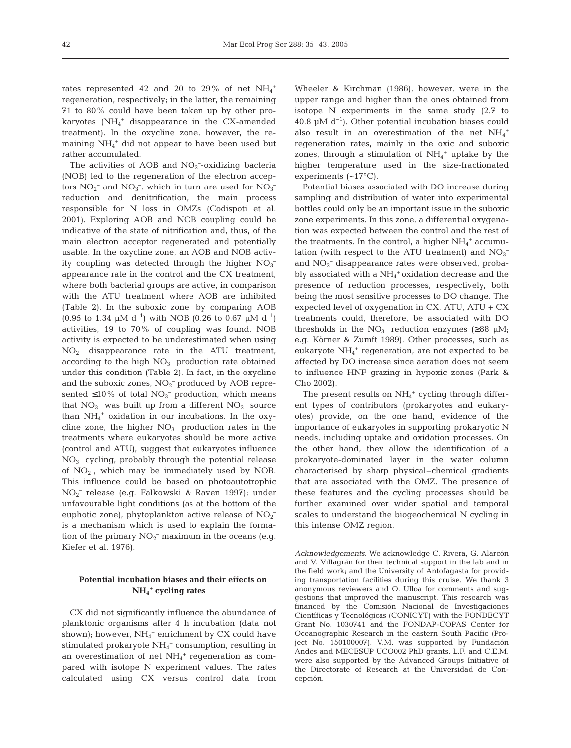rates represented 42 and 20 to 29% of net $NH_4^+$ regeneration, respectively; in the latter, the remaining 71 to 80% could have been taken up by other prokaryotes ($NH_4^+$ disappearance in the CX-amended treatment). In the oxycline zone, however, the remaining $NH_4^+$ did not appear to have been used but rather accumulated.

The activities of AOB and $NO_2^-$-oxidizing bacteria (NOB) led to the regeneration of the electron acceptors $NO_2^-$ and $NO_3^-$, which in turn are used for $NO_3^-$ reduction and denitrification, the main process responsible for N loss in OMZs (Codispoti et al. 2001). Exploring AOB and NOB coupling could be indicative of the state of nitrification and, thus, of the main electron acceptor regenerated and potentially usable. In the oxycline zone, an AOB and NOB activity coupling was detected through the higher $NO_3^-$ appearance rate in the control and the CX treatment, where both bacterial groups are active, in comparison with the ATU treatment where AOB are inhibited (Table 2). In the suboxic zone, by comparing AOB (0.95 to 1.34 µM $d^{-1}$) with NOB (0.26 to 0.67 µM $d^{-1}$) activities, 19 to 70% of coupling was found. NOB activity is expected to be underestimated when using $NO_2^-$ disappearance rate in the ATU treatment, according to the high $NO_3^-$ production rate obtained under this condition (Table 2). In fact, in the oxycline and the suboxic zones, $NO_2^-$ produced by AOB represented ≤10% of total $NO_3^-$ production, which means that $NO_3^-$ was built up from a different $NO_2^-$ source than $NH_4^+$ oxidation in our incubations. In the oxycline zone, the higher $NO_3^-$ production rates in the treatments where eukaryotes should be more active (control and ATU), suggest that eukaryotes influence $NO_3^-$ cycling, probably through the potential release of $NO_2^-$, which may be immediately used by NOB. This influence could be based on photoautotrophic $NO_2^-$ release (e.g. Falkowski & Raven 1997); under unfavourable light conditions (as at the bottom of the euphotic zone), phytoplankton active release of $NO_2^-$ is a mechanism which is used to explain the formation of the primary $NO_2^-$ maximum in the oceans (e.g. Kiefer et al. 1976).

### Potential incubation biases and their effects on $NH_4^+$ cycling rates

CX did not significantly influence the abundance of planktonic organisms after 4 h incubation (data not shown); however, $NH_4^+$ enrichment by CX could have stimulated prokaryote $NH_4^+$ consumption, resulting in an overestimation of net $NH_4^+$ regeneration as compared with isotope N experiment values. The rates calculated using CX versus control data from Wheeler & Kirchman (1986), however, were in the upper range and higher than the ones obtained from isotope N experiments in the same study (2.7 to 40.8 µM $d^{-1}$). Other potential incubation biases could also result in an overestimation of the net $NH_4^+$ regeneration rates, mainly in the oxic and suboxic zones, through a stimulation of $NH_4^+$ uptake by the higher temperature used in the size-fractionated experiments (~17°C).

Potential biases associated with DO increase during sampling and distribution of water into experimental bottles could only be an important issue in the suboxic zone experiments. In this zone, a differential oxygenation was expected between the control and the rest of the treatments. In the control, a higher $NH_4^+$ accumulation (with respect to the ATU treatment) and $NO_3^-$ and $NO_2^-$ disappearance rates were observed, probably associated with a $NH_4^+$ oxidation decrease and the presence of reduction processes, respectively, both being the most sensitive processes to DO change. The expected level of oxygenation in CX, ATU, ATU + CX treatments could, therefore, be associated with DO thresholds in the $NO_3^-$ reduction enzymes (≥88 µM; e.g. Körner & Zumft 1989). Other processes, such as eukaryote $NH_4^+$ regeneration, are not expected to be affected by DO increase since aeration does not seem to influence HNF grazing in hypoxic zones (Park & Cho 2002).

The present results on $NH_4^+$ cycling through different types of contributors (prokaryotes and eukaryotes) provide, on the one hand, evidence of the importance of eukaryotes in supporting prokaryotic N needs, including uptake and oxidation processes. On the other hand, they allow the identification of a prokaryote-dominated layer in the water column characterised by sharp physical–chemical gradients that are associated with the OMZ. The presence of these features and the cycling processes should be further examined over wider spatial and temporal scales to understand the biogeochemical N cycling in this intense OMZ region.

*Acknowledgements*. We acknowledge C. Rivera, G. Alarcón and V. Villagrán for their technical support in the lab and in the field work; and the University of Antofagasta for providing transportation facilities during this cruise. We thank 3 anonymous reviewers and O. Ulloa for comments and suggestions that improved the manuscript. This research was financed by the Comisión Nacional de Investigaciones Científicas y Tecnológicas (CONICYT) with the FONDECYT Grant No. 1030741 and the FONDAP-COPAS Center for Oceanographic Research in the eastern South Pacific (Project No. 150100007). V.M. was supported by Fundación Andes and MECESUP UCO002 PhD grants. L.F. and C.E.M. were also supported by the Advanced Groups Initiative of the Directorate of Research at the Universidad de Concepción.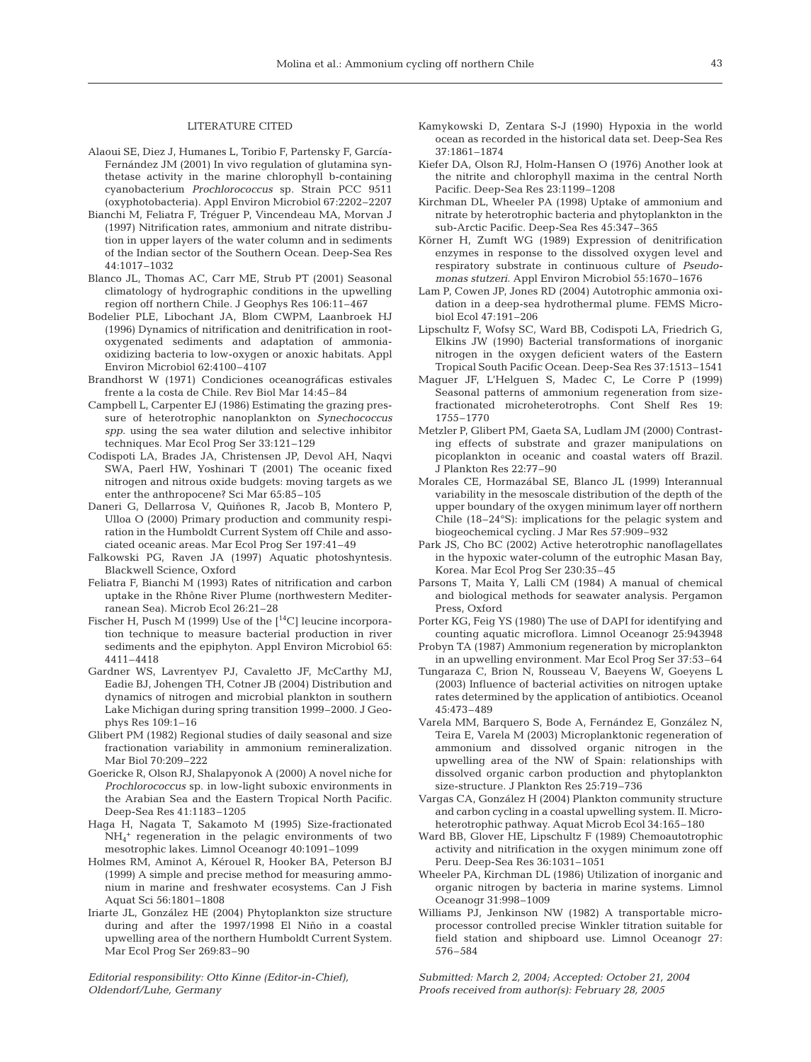## LITERATURE CITED

Alaoui SE, Diez J, Humanes L, Toribio F, Partensky F, García-Fernández JM (2001) In vivo regulation of glutamina synthetase activity in the marine chlorophyll b-containing cyanobacterium *Prochlorococcus* sp. Strain PCC 9511 (oxyphotobacteria). Appl Environ Microbiol 67:2202–2207

Bianchi M, Feliatra F, Tréguer P, Vincendeau MA, Morvan J (1997) Nitrification rates, ammonium and nitrate distribution in upper layers of the water column and in sediments of the Indian sector of the Southern Ocean. Deep-Sea Res 44:1017–1032

Blanco JL, Thomas AC, Carr ME, Strub PT (2001) Seasonal climatology of hydrographic conditions in the upwelling region off northern Chile. J Geophys Res 106:11–467

Bodelier PLE, Libochant JA, Blom CWPM, Laanbroek HJ (1996) Dynamics of nitrification and denitrification in root-oxygenated sediments and adaptation of ammonia-oxidizing bacteria to low-oxygen or anoxic habitats. Appl Environ Microbiol 62:4100–4107

Brandhorst W (1971) Condiciones oceanográficas estivales frente a la costa de Chile. Rev Biol Mar 14:45–84

Campbell L, Carpenter EJ (1986) Estimating the grazing pressure of heterotrophic nanoplankton on *Synechococcus spp.* using the sea water dilution and selective inhibitor techniques. Mar Ecol Prog Ser 33:121–129

Codispoti LA, Brades JA, Christensen JP, Devol AH, Naqvi SWA, Paerl HW, Yoshinari T (2001) The oceanic fixed nitrogen and nitrous oxide budgets: moving targets as we enter the anthropocene? Sci Mar 65:85–105

Daneri G, Dellarrosa V, Quiñones R, Jacob B, Montero P, Ulloa O (2000) Primary production and community respiration in the Humboldt Current System off Chile and associated oceanic areas. Mar Ecol Prog Ser 197:41–49

Falkowski PG, Raven JA (1997) Aquatic photoshyntesis. Blackwell Science, Oxford

Feliatra F, Bianchi M (1993) Rates of nitrification and carbon uptake in the Rhône River Plume (northwestern Mediterranean Sea). Microb Ecol 26:21–28

Fischer H, Pusch M (1999) Use of the [$^{14}$C] leucine incorporation technique to measure bacterial production in river sediments and the epiphyton. Appl Environ Microbiol 65: 4411–4418

Gardner WS, Lavrentyev PJ, Cavaletto JF, McCarthy MJ, Eadie BJ, Johengen TH, Cotner JB (2004) Distribution and dynamics of nitrogen and microbial plankton in southern Lake Michigan during spring transition 1999–2000. J Geophys Res 109:1–16

Glibert PM (1982) Regional studies of daily seasonal and size fractionation variability in ammonium remineralization. Mar Biol 70:209–222

Goericke R, Olson RJ, Shalapyonok A (2000) A novel niche for *Prochlorococcus* sp. in low-light suboxic environments in the Arabian Sea and the Eastern Tropical North Pacific. Deep-Sea Res 41:1183–1205

Haga H, Nagata T, Sakamoto M (1995) Size-fractionated $NH_4^+$ regeneration in the pelagic environments of two mesotrophic lakes. Limnol Oceanogr 40:1091–1099

Holmes RM, Aminot A, Kérouel R, Hooker BA, Peterson BJ (1999) A simple and precise method for measuring ammonium in marine and freshwater ecosystems. Can J Fish Aquat Sci 56:1801–1808

Iriarte JL, González HE (2004) Phytoplankton size structure during and after the 1997/1998 El Niño in a coastal upwelling area of the northern Humboldt Current System. Mar Ecol Prog Ser 269:83–90

Kamykowski D, Zentara S-J (1990) Hypoxia in the world ocean as recorded in the historical data set. Deep-Sea Res 37:1861–1874

Kiefer DA, Olson RJ, Holm-Hansen O (1976) Another look at the nitrite and chlorophyll maxima in the central North Pacific. Deep-Sea Res 23:1199–1208

Kirchman DL, Wheeler PA (1998) Uptake of ammonium and nitrate by heterotrophic bacteria and phytoplankton in the sub-Arctic Pacific. Deep-Sea Res 45:347–365

Körner H, Zumft WG (1989) Expression of denitrification enzymes in response to the dissolved oxygen level and respiratory substrate in continuous culture of *Pseudomonas stutzeri*. Appl Environ Microbiol 55:1670–1676

Lam P, Cowen JP, Jones RD (2004) Autotrophic ammonia oxidation in a deep-sea hydrothermal plume. FEMS Microbiol Ecol 47:191–206

Lipschultz F, Wofsy SC, Ward BB, Codispoti LA, Friedrich G, Elkins JW (1990) Bacterial transformations of inorganic nitrogen in the oxygen deficient waters of the Eastern Tropical South Pacific Ocean. Deep-Sea Res 37:1513–1541

Maguer JF, L'Helguen S, Madec C, Le Corre P (1999) Seasonal patterns of ammonium regeneration from size-fractionated microheterotrophs. Cont Shelf Res 19: 1755–1770

Metzler P, Glibert PM, Gaeta SA, Ludlam JM (2000) Contrasting effects of substrate and grazer manipulations on picoplankton in oceanic and coastal waters off Brazil. J Plankton Res 22:77–90

Morales CE, Hormazábal SE, Blanco JL (1999) Interannual variability in the mesoscale distribution of the depth of the upper boundary of the oxygen minimum layer off northern Chile (18–24°S): implications for the pelagic system and biogeochemical cycling. J Mar Res 57:909–932

Park JS, Cho BC (2002) Active heterotrophic nanoflagellates in the hypoxic water-column of the eutrophic Masan Bay, Korea. Mar Ecol Prog Ser 230:35–45

Parsons T, Maita Y, Lalli CM (1984) A manual of chemical and biological methods for seawater analysis. Pergamon Press, Oxford

Porter KG, Feig YS (1980) The use of DAPI for identifying and counting aquatic microflora. Limnol Oceanogr 25:943948

Probyn TA (1987) Ammonium regeneration by microplankton in an upwelling environment. Mar Ecol Prog Ser 37:53–64

Tungaraza C, Brion N, Rousseau V, Baeyens W, Goeyens L (2003) Influence of bacterial activities on nitrogen uptake rates determined by the application of antibiotics. Oceanol 45:473–489

Varela MM, Barquero S, Bode A, Fernández E, González N, Teira E, Varela M (2003) Microplanktonic regeneration of ammonium and dissolved organic nitrogen in the upwelling area of the NW of Spain: relationships with dissolved organic carbon production and phytoplankton size-structure. J Plankton Res 25:719–736

Vargas CA, González H (2004) Plankton community structure and carbon cycling in a coastal upwelling system. II. Microheterotrophic pathway. Aquat Microb Ecol 34:165–180

Ward BB, Glover HE, Lipschultz F (1989) Chemoautotrophic activity and nitrification in the oxygen minimum zone off Peru. Deep-Sea Res 36:1031–1051

Wheeler PA, Kirchman DL (1986) Utilization of inorganic and organic nitrogen by bacteria in marine systems. Limnol Oceanogr 31:998–1009

Williams PJ, Jenkinson NW (1982) A transportable microprocessor controlled precise Winkler titration suitable for field station and shipboard use. Limnol Oceanogr 27: 576–584

*Editorial responsibility: Otto Kinne (Editor-in-Chief), Oldendorf/Luhe, Germany*

*Submitted: March 2, 2004; Accepted: October 21, 2004*
*Proofs received from author(s): February 28, 2005*